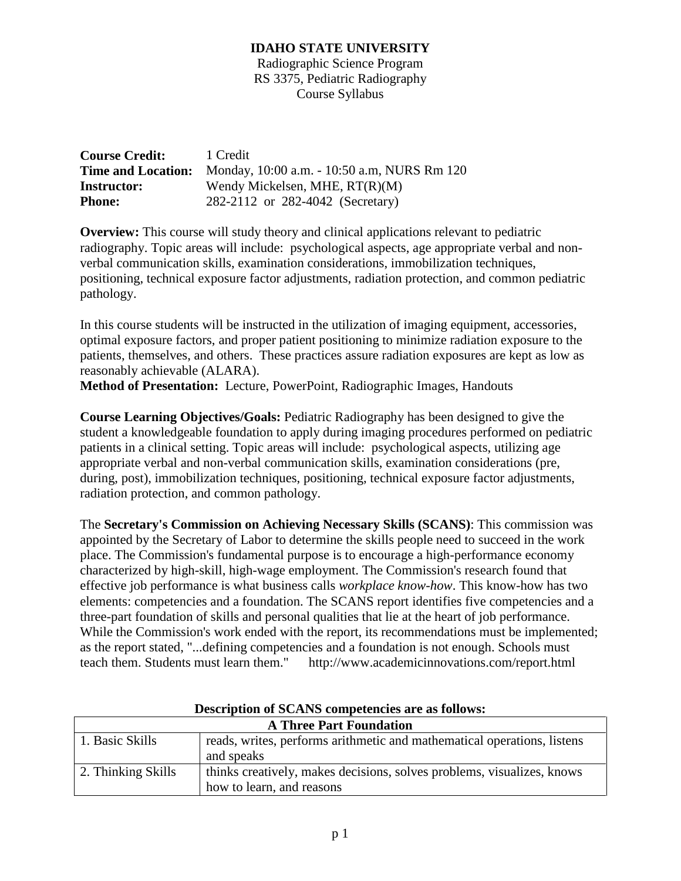**IDAHO STATE UNIVERSITY**
Radiographic Science Program
RS 3375, Pediatric Radiography
Course Syllabus

**Course Credit:** 1 Credit
**Time and Location:** Monday, 10:00 a.m. - 10:50 a.m, NURS Rm 120
**Instructor:** Wendy Mickelsen, MHE, RT(R)(M)
**Phone:** 282-2112 or 282-4042 (Secretary)

**Overview:** This course will study theory and clinical applications relevant to pediatric radiography. Topic areas will include: psychological aspects, age appropriate verbal and non-verbal communication skills, examination considerations, immobilization techniques, positioning, technical exposure factor adjustments, radiation protection, and common pediatric pathology.

In this course students will be instructed in the utilization of imaging equipment, accessories, optimal exposure factors, and proper patient positioning to minimize radiation exposure to the patients, themselves, and others. These practices assure radiation exposures are kept as low as reasonably achievable (ALARA).

**Method of Presentation:** Lecture, PowerPoint, Radiographic Images, Handouts

**Course Learning Objectives/Goals:** Pediatric Radiography has been designed to give the student a knowledgeable foundation to apply during imaging procedures performed on pediatric patients in a clinical setting. Topic areas will include: psychological aspects, utilizing age appropriate verbal and non-verbal communication skills, examination considerations (pre, during, post), immobilization techniques, positioning, technical exposure factor adjustments, radiation protection, and common pathology.

The **Secretary's Commission on Achieving Necessary Skills (SCANS)**: This commission was appointed by the Secretary of Labor to determine the skills people need to succeed in the work place. The Commission's fundamental purpose is to encourage a high-performance economy characterized by high-skill, high-wage employment. The Commission's research found that effective job performance is what business calls *workplace know-how*. This know-how has two elements: competencies and a foundation. The SCANS report identifies five competencies and a three-part foundation of skills and personal qualities that lie at the heart of job performance. While the Commission's work ended with the report, its recommendations must be implemented; as the report stated, "...defining competencies and a foundation is not enough. Schools must teach them. Students must learn them." http://www.academicinnovations.com/report.html

**Description of SCANS competencies are as follows:**

| **A Three Part Foundation** | |
|---|---|
| 1. Basic Skills | reads, writes, performs arithmetic and mathematical operations, listens and speaks |
| 2. Thinking Skills | thinks creatively, makes decisions, solves problems, visualizes, knows how to learn, and reasons |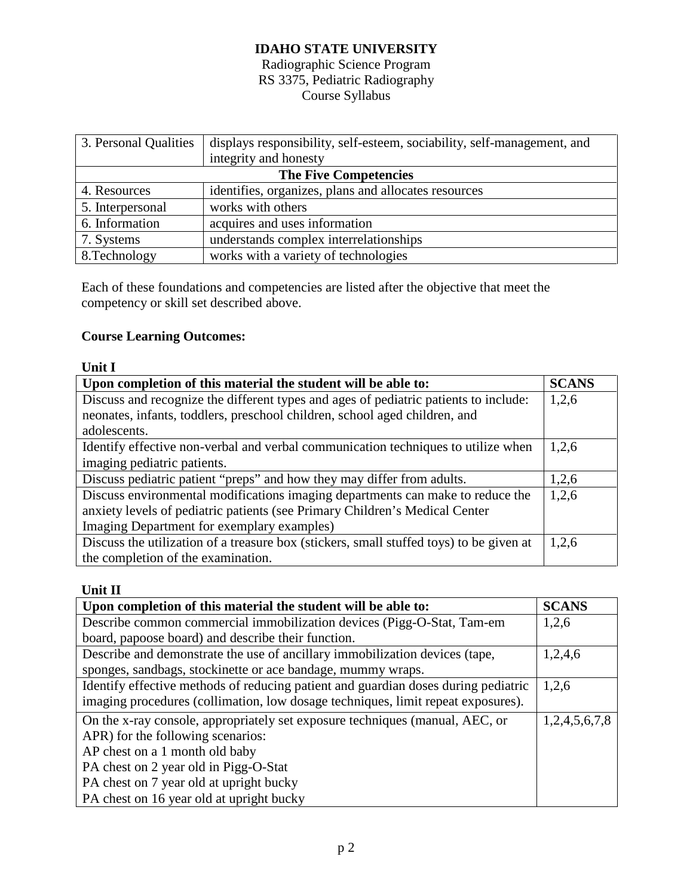# IDAHO STATE UNIVERSITY

Radiographic Science Program
RS 3375, Pediatric Radiography
Course Syllabus

| 3. Personal Qualities | displays responsibility, self-esteem, sociability, self-management, and integrity and honesty |
|---|---|
| **The Five Competencies** | |
| 4. Resources | identifies, organizes, plans and allocates resources |
| 5. Interpersonal | works with others |
| 6. Information | acquires and uses information |
| 7. Systems | understands complex interrelationships |
| 8.Technology | works with a variety of technologies |

Each of these foundations and competencies are listed after the objective that meet the competency or skill set described above.

**Course Learning Outcomes:**

**Unit I**

| Upon completion of this material the student will be able to: | SCANS |
|---|---|
| Discuss and recognize the different types and ages of pediatric patients to include: neonates, infants, toddlers, preschool children, school aged children, and adolescents. | 1,2,6 |
| Identify effective non-verbal and verbal communication techniques to utilize when imaging pediatric patients. | 1,2,6 |
| Discuss pediatric patient "preps" and how they may differ from adults. | 1,2,6 |
| Discuss environmental modifications imaging departments can make to reduce the anxiety levels of pediatric patients (see Primary Children's Medical Center Imaging Department for exemplary examples) | 1,2,6 |
| Discuss the utilization of a treasure box (stickers, small stuffed toys) to be given at the completion of the examination. | 1,2,6 |

**Unit II**

| Upon completion of this material the student will be able to: | SCANS |
|---|---|
| Describe common commercial immobilization devices (Pigg-O-Stat, Tam-em board, papoose board) and describe their function. | 1,2,6 |
| Describe and demonstrate the use of ancillary immobilization devices (tape, sponges, sandbags, stockinette or ace bandage, mummy wraps. | 1,2,4,6 |
| Identify effective methods of reducing patient and guardian doses during pediatric imaging procedures (collimation, low dosage techniques, limit repeat exposures). | 1,2,6 |
| On the x-ray console, appropriately set exposure techniques (manual, AEC, or APR) for the following scenarios:<br>AP chest on a 1 month old baby<br>PA chest on 2 year old in Pigg-O-Stat<br>PA chest on 7 year old at upright bucky<br>PA chest on 16 year old at upright bucky | 1,2,4,5,6,7,8 |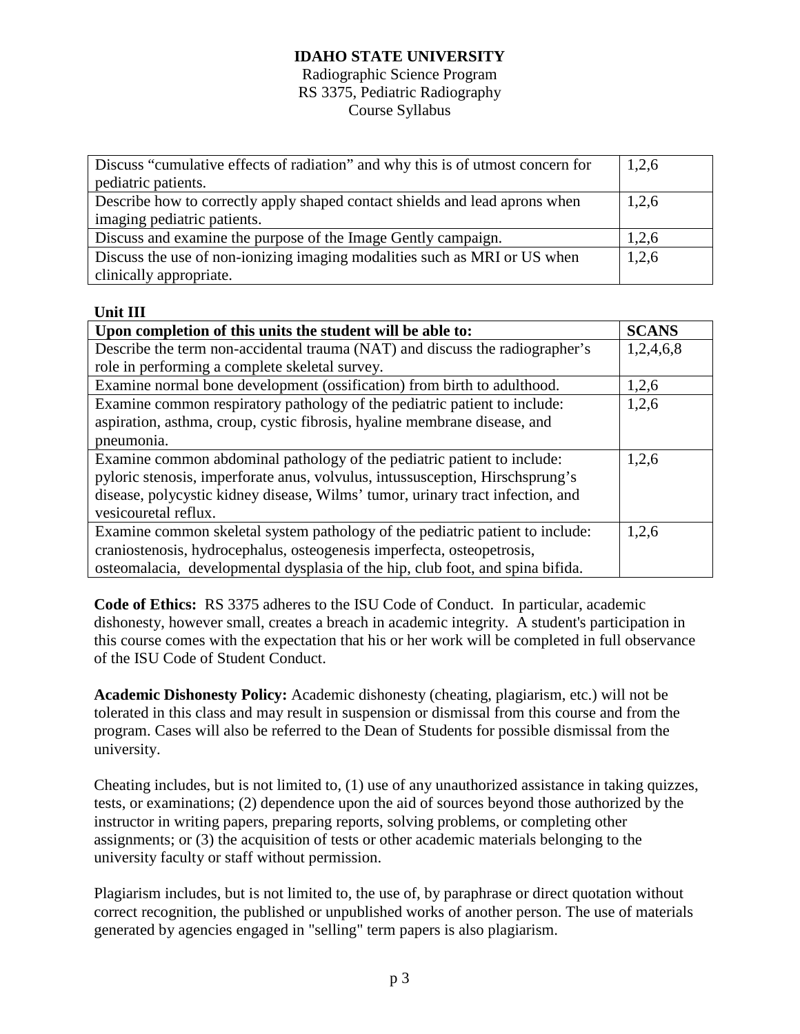# IDAHO STATE UNIVERSITY

Radiographic Science Program
RS 3375, Pediatric Radiography
Course Syllabus

| | |
|---|---|
| Discuss "cumulative effects of radiation" and why this is of utmost concern for pediatric patients. | 1,2,6 |
| Describe how to correctly apply shaped contact shields and lead aprons when imaging pediatric patients. | 1,2,6 |
| Discuss and examine the purpose of the Image Gently campaign. | 1,2,6 |
| Discuss the use of non-ionizing imaging modalities such as MRI or US when clinically appropriate. | 1,2,6 |

**Unit III**

| Upon completion of this units the student will be able to: | SCANS |
|---|---|
| Describe the term non-accidental trauma (NAT) and discuss the radiographer's role in performing a complete skeletal survey. | 1,2,4,6,8 |
| Examine normal bone development (ossification) from birth to adulthood. | 1,2,6 |
| Examine common respiratory pathology of the pediatric patient to include: aspiration, asthma, croup, cystic fibrosis, hyaline membrane disease, and pneumonia. | 1,2,6 |
| Examine common abdominal pathology of the pediatric patient to include: pyloric stenosis, imperforate anus, volvulus, intussusception, Hirschsprung's disease, polycystic kidney disease, Wilms' tumor, urinary tract infection, and vesicouretal reflux. | 1,2,6 |
| Examine common skeletal system pathology of the pediatric patient to include: craniostenosis, hydrocephalus, osteogenesis imperfecta, osteopetrosis, osteomalacia, developmental dysplasia of the hip, club foot, and spina bifida. | 1,2,6 |

**Code of Ethics:** RS 3375 adheres to the ISU Code of Conduct. In particular, academic dishonesty, however small, creates a breach in academic integrity. A student's participation in this course comes with the expectation that his or her work will be completed in full observance of the ISU Code of Student Conduct.

**Academic Dishonesty Policy:** Academic dishonesty (cheating, plagiarism, etc.) will not be tolerated in this class and may result in suspension or dismissal from this course and from the program. Cases will also be referred to the Dean of Students for possible dismissal from the university.

Cheating includes, but is not limited to, (1) use of any unauthorized assistance in taking quizzes, tests, or examinations; (2) dependence upon the aid of sources beyond those authorized by the instructor in writing papers, preparing reports, solving problems, or completing other assignments; or (3) the acquisition of tests or other academic materials belonging to the university faculty or staff without permission.

Plagiarism includes, but is not limited to, the use of, by paraphrase or direct quotation without correct recognition, the published or unpublished works of another person. The use of materials generated by agencies engaged in "selling" term papers is also plagiarism.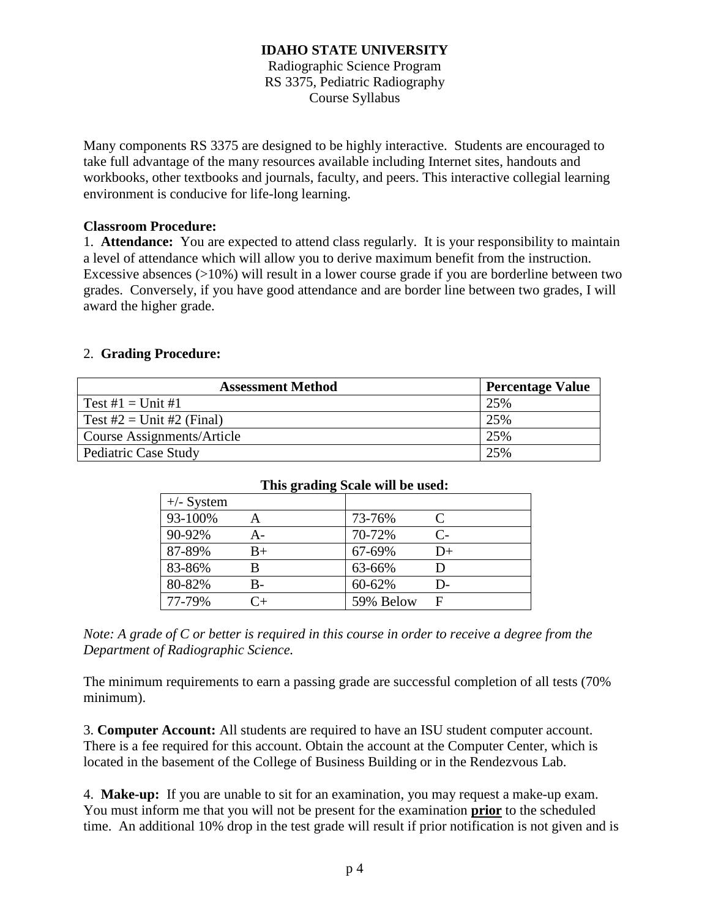**IDAHO STATE UNIVERSITY**

Radiographic Science Program
RS 3375, Pediatric Radiography
Course Syllabus

Many components RS 3375 are designed to be highly interactive. Students are encouraged to take full advantage of the many resources available including Internet sites, handouts and workbooks, other textbooks and journals, faculty, and peers. This interactive collegial learning environment is conducive for life-long learning.

**Classroom Procedure:**

1. **Attendance:** You are expected to attend class regularly. It is your responsibility to maintain a level of attendance which will allow you to derive maximum benefit from the instruction. Excessive absences (>10%) will result in a lower course grade if you are borderline between two grades. Conversely, if you have good attendance and are border line between two grades, I will award the higher grade.

2. **Grading Procedure:**

| Assessment Method | Percentage Value |
|---|---|
| Test #1 = Unit #1 | 25% |
| Test #2 = Unit #2 (Final) | 25% |
| Course Assignments/Article | 25% |
| Pediatric Case Study | 25% |

**This grading Scale will be used:**

| +/- System | | | |
|---|---|---|---|
| 93-100% | A | 73-76% | C |
| 90-92% | A- | 70-72% | C- |
| 87-89% | B+ | 67-69% | D+ |
| 83-86% | B | 63-66% | D |
| 80-82% | B- | 60-62% | D- |
| 77-79% | C+ | 59% Below | F |

*Note: A grade of C or better is required in this course in order to receive a degree from the Department of Radiographic Science.*

The minimum requirements to earn a passing grade are successful completion of all tests (70% minimum).

3. **Computer Account:** All students are required to have an ISU student computer account. There is a fee required for this account. Obtain the account at the Computer Center, which is located in the basement of the College of Business Building or in the Rendezvous Lab.

4. **Make-up:** If you are unable to sit for an examination, you may request a make-up exam. You must inform me that you will not be present for the examination **prior** to the scheduled time. An additional 10% drop in the test grade will result if prior notification is not given and is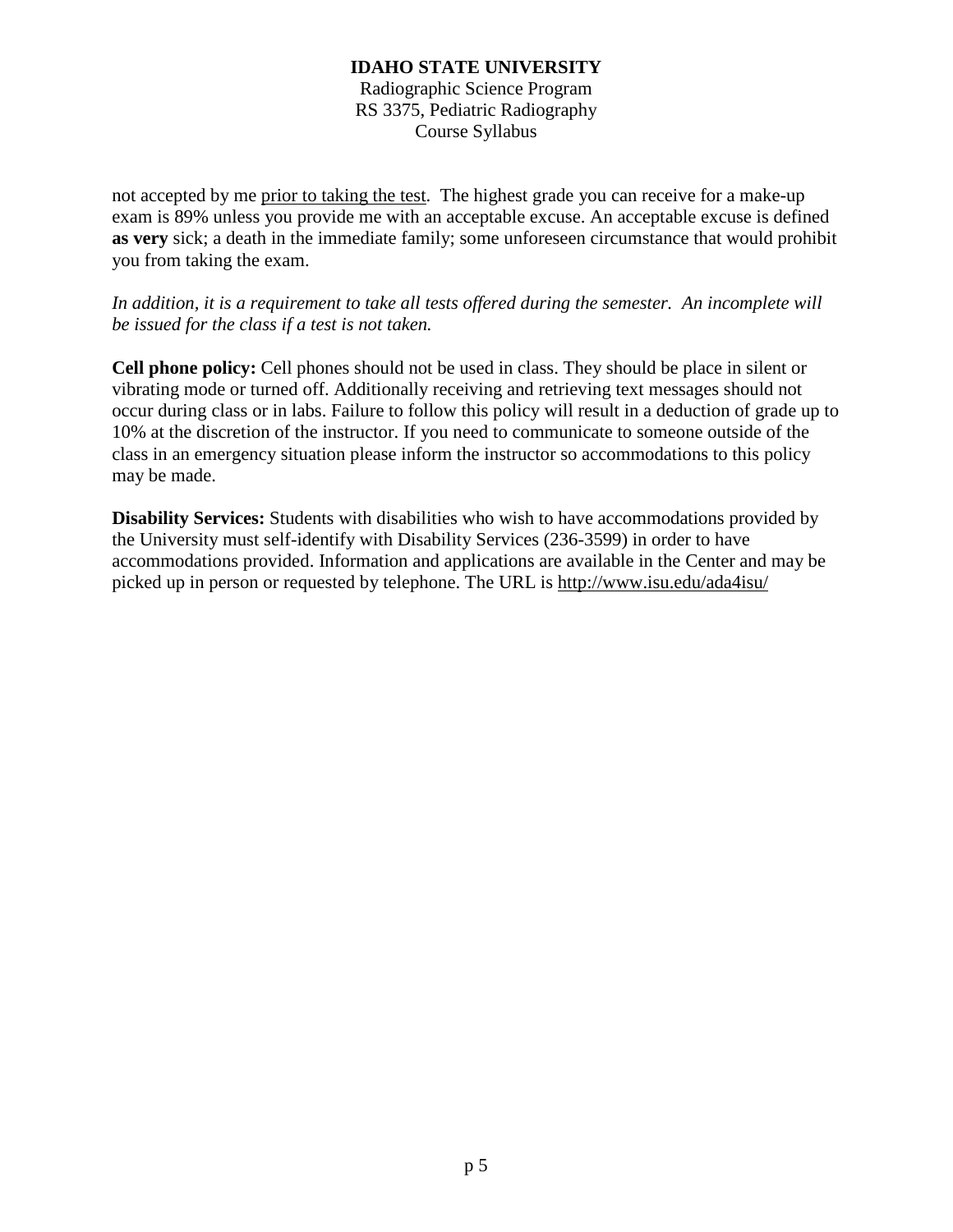not accepted by me <u>prior to taking the test</u>. The highest grade you can receive for a make-up exam is 89% unless you provide me with an acceptable excuse. An acceptable excuse is defined **as very** sick; a death in the immediate family; some unforeseen circumstance that would prohibit you from taking the exam.

*In addition, it is a requirement to take all tests offered during the semester. An incomplete will be issued for the class if a test is not taken.*

**Cell phone policy:** Cell phones should not be used in class. They should be place in silent or vibrating mode or turned off. Additionally receiving and retrieving text messages should not occur during class or in labs. Failure to follow this policy will result in a deduction of grade up to 10% at the discretion of the instructor. If you need to communicate to someone outside of the class in an emergency situation please inform the instructor so accommodations to this policy may be made.

**Disability Services:** Students with disabilities who wish to have accommodations provided by the University must self-identify with Disability Services (236-3599) in order to have accommodations provided. Information and applications are available in the Center and may be picked up in person or requested by telephone. The URL is http://www.isu.edu/ada4isu/